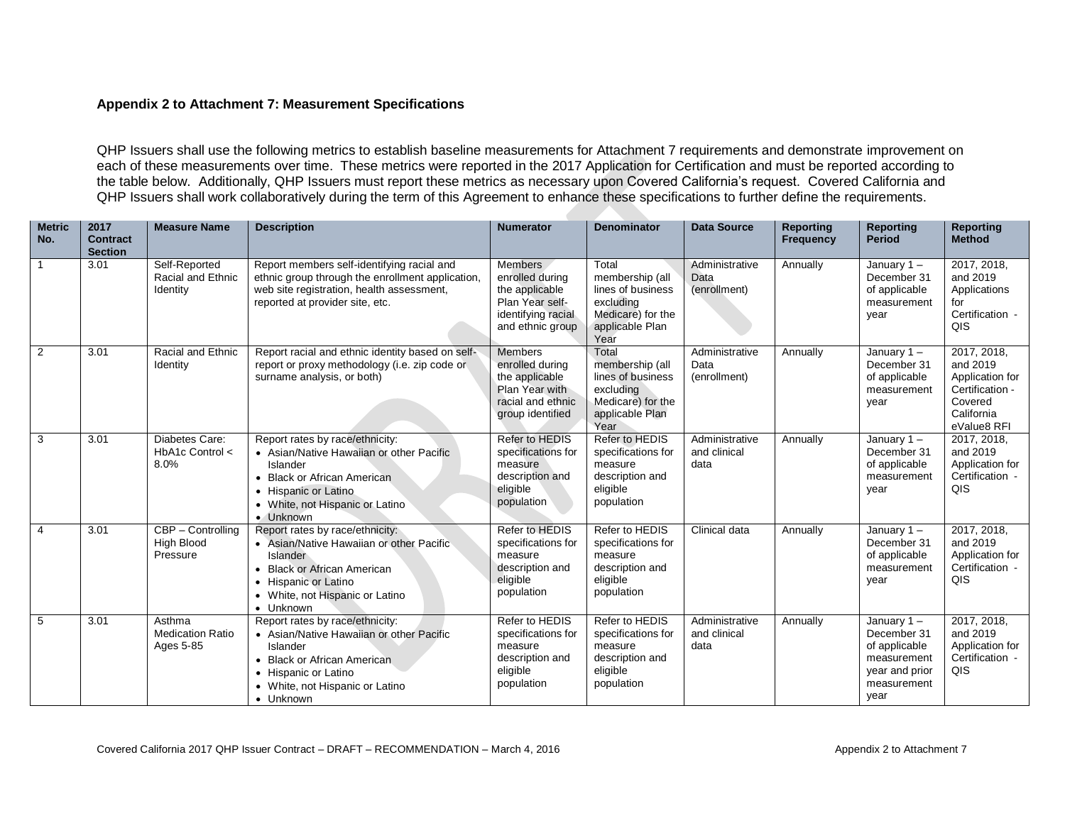### Appendix 2 to Attachment 7: Measurement Specifications

QHP Issuers shall use the following metrics to establish baseline measurements for Attachment 7 requirements and demonstrate improvement on each of these measurements over time. These metrics were reported in the 2017 Application for Certification and must be reported according to the table below. Additionally, QHP Issuers must report these metrics as necessary upon Covered California's request. Covered California and QHP Issuers shall work collaboratively during the term of this Agreement to enhance these specifications to further define the requirements.

| Metric No. | 2017 Contract Section | Measure Name | Description | Numerator | Denominator | Data Source | Reporting Frequency | Reporting Period | Reporting Method |
|---|---|---|---|---|---|---|---|---|---|
| 1 | 3.01 | Self-Reported Racial and Ethnic Identity | Report members self-identifying racial and ethnic group through the enrollment application, web site registration, health assessment, reported at provider site, etc. | Members enrolled during the applicable Plan Year self-identifying racial and ethnic group | Total membership (all lines of business excluding Medicare) for the applicable Plan Year | Administrative Data (enrollment) | Annually | January 1 – December 31 of applicable measurement year | 2017, 2018, and 2019 Applications for Certification - QIS |
| 2 | 3.01 | Racial and Ethnic Identity | Report racial and ethnic identity based on self-report or proxy methodology (i.e. zip code or surname analysis, or both) | Members enrolled during the applicable Plan Year with racial and ethnic group identified | Total membership (all lines of business excluding Medicare) for the applicable Plan Year | Administrative Data (enrollment) | Annually | January 1 – December 31 of applicable measurement year | 2017, 2018, and 2019 Application for Certification - Covered California eValue8 RFI |
| 3 | 3.01 | Diabetes Care: HbA1c Control < 8.0% | Report rates by race/ethnicity:<br>• Asian/Native Hawaiian or other Pacific Islander<br>• Black or African American<br>• Hispanic or Latino<br>• White, not Hispanic or Latino<br>• Unknown | Refer to HEDIS specifications for measure description and eligible population | Refer to HEDIS specifications for measure description and eligible population | Administrative and clinical data | Annually | January 1 – December 31 of applicable measurement year | 2017, 2018, and 2019 Application for Certification - QIS |
| 4 | 3.01 | CBP – Controlling High Blood Pressure | Report rates by race/ethnicity:<br>• Asian/Native Hawaiian or other Pacific Islander<br>• Black or African American<br>• Hispanic or Latino<br>• White, not Hispanic or Latino<br>• Unknown | Refer to HEDIS specifications for measure description and eligible population | Refer to HEDIS specifications for measure description and eligible population | Clinical data | Annually | January 1 – December 31 of applicable measurement year | 2017, 2018, and 2019 Application for Certification - QIS |
| 5 | 3.01 | Asthma Medication Ratio Ages 5-85 | Report rates by race/ethnicity:<br>• Asian/Native Hawaiian or other Pacific Islander<br>• Black or African American<br>• Hispanic or Latino<br>• White, not Hispanic or Latino<br>• Unknown | Refer to HEDIS specifications for measure description and eligible population | Refer to HEDIS specifications for measure description and eligible population | Administrative and clinical data | Annually | January 1 – December 31 of applicable measurement year and prior measurement year | 2017, 2018, and 2019 Application for Certification - QIS |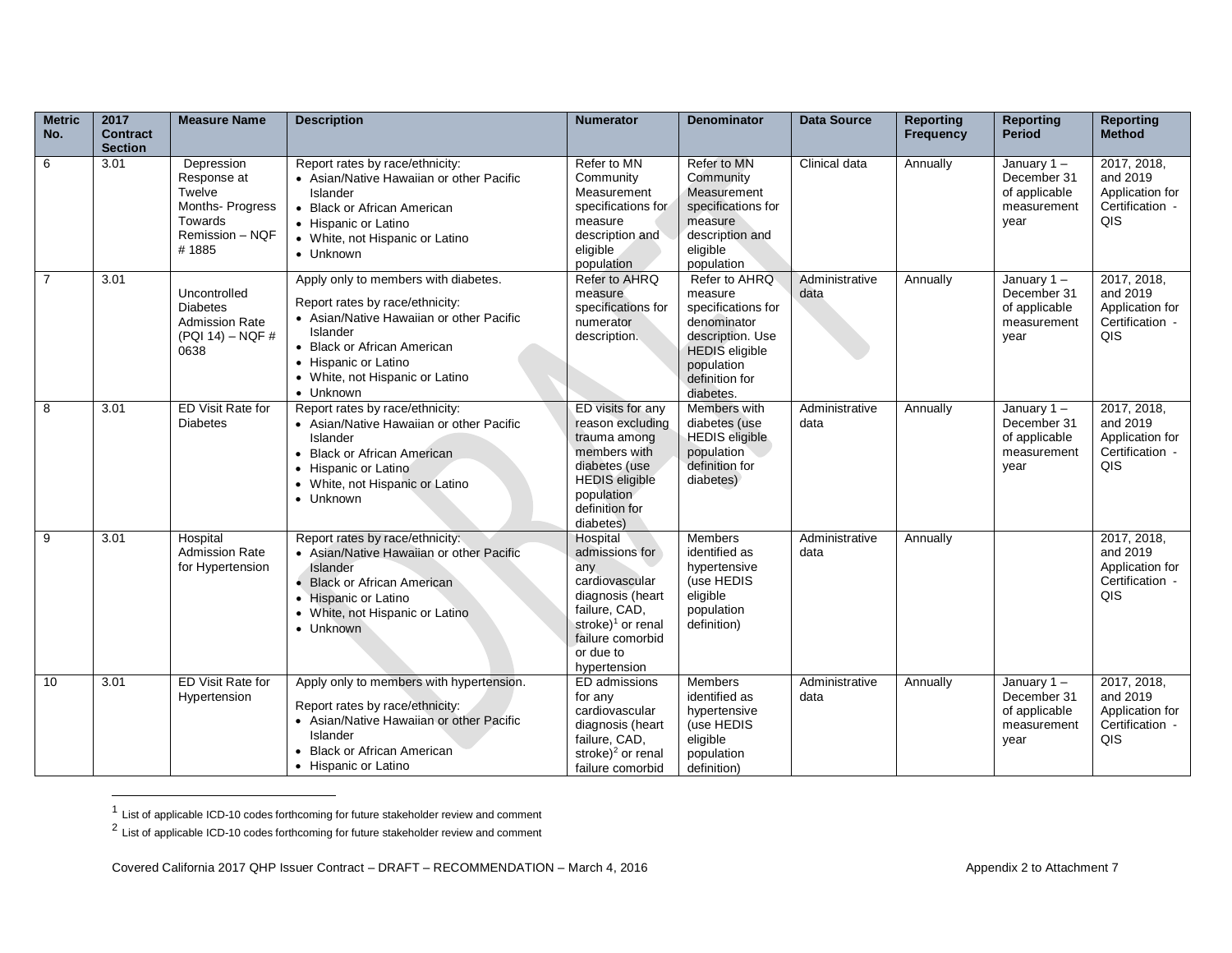| Metric No. | 2017 Contract Section | Measure Name | Description | Numerator | Denominator | Data Source | Reporting Frequency | Reporting Period | Reporting Method |
|---|---|---|---|---|---|---|---|---|---|
| 6 | 3.01 | Depression Response at Twelve Months- Progress Towards Remission – NQF # 1885 | Report rates by race/ethnicity:<br>• Asian/Native Hawaiian or other Pacific Islander<br>• Black or African American<br>• Hispanic or Latino<br>• White, not Hispanic or Latino<br>• Unknown | Refer to MN Community Measurement specifications for measure description and eligible population | Refer to MN Community Measurement specifications for measure description and eligible population | Clinical data | Annually | January 1 – December 31 of applicable measurement year | 2017, 2018, and 2019 Application for Certification - QIS |
| 7 | 3.01 | Uncontrolled Diabetes Admission Rate (PQI 14) – NQF # 0638 | Apply only to members with diabetes.<br>Report rates by race/ethnicity:<br>• Asian/Native Hawaiian or other Pacific Islander<br>• Black or African American<br>• Hispanic or Latino<br>• White, not Hispanic or Latino<br>• Unknown | Refer to AHRQ measure specifications for numerator description. | Refer to AHRQ measure specifications for denominator description. Use HEDIS eligible population definition for diabetes. | Administrative data | Annually | January 1 – December 31 of applicable measurement year | 2017, 2018, and 2019 Application for Certification - QIS |
| 8 | 3.01 | ED Visit Rate for Diabetes | Report rates by race/ethnicity:<br>• Asian/Native Hawaiian or other Pacific Islander<br>• Black or African American<br>• Hispanic or Latino<br>• White, not Hispanic or Latino<br>• Unknown | ED visits for any reason excluding trauma among members with diabetes (use HEDIS eligible population definition for diabetes) | Members with diabetes (use HEDIS eligible population definition for diabetes) | Administrative data | Annually | January 1 – December 31 of applicable measurement year | 2017, 2018, and 2019 Application for Certification - QIS |
| 9 | 3.01 | Hospital Admission Rate for Hypertension | Report rates by race/ethnicity:<br>• Asian/Native Hawaiian or other Pacific Islander<br>• Black or African American<br>• Hispanic or Latino<br>• White, not Hispanic or Latino<br>• Unknown | Hospital admissions for any cardiovascular diagnosis (heart failure, CAD, stroke)[1] or renal failure comorbid or due to hypertension | Members identified as hypertensive (use HEDIS eligible population definition) | Administrative data | Annually | | 2017, 2018, and 2019 Application for Certification - QIS |
| 10 | 3.01 | ED Visit Rate for Hypertension | Apply only to members with hypertension.<br>Report rates by race/ethnicity:<br>• Asian/Native Hawaiian or other Pacific Islander<br>• Black or African American<br>• Hispanic or Latino | ED admissions for any cardiovascular diagnosis (heart failure, CAD, stroke)[2] or renal failure comorbid | Members identified as hypertensive (use HEDIS eligible population definition) | Administrative data | Annually | January 1 – December 31 of applicable measurement year | 2017, 2018, and 2019 Application for Certification - QIS |

[1] List of applicable ICD-10 codes forthcoming for future stakeholder review and comment

[2] List of applicable ICD-10 codes forthcoming for future stakeholder review and comment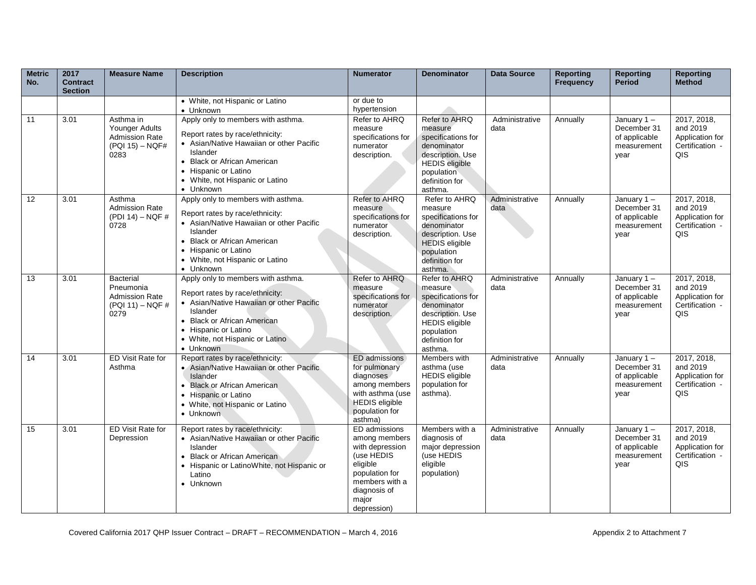| Metric No. | 2017 Contract Section | Measure Name | Description | Numerator | Denominator | Data Source | Reporting Frequency | Reporting Period | Reporting Method |
|---|---|---|---|---|---|---|---|---|---|
| | | | • White, not Hispanic or Latino<br>• Unknown | or due to hypertension | | | | | |
| 11 | 3.01 | Asthma in Younger Adults Admission Rate (PQI 15) – NQF# 0283 | Apply only to members with asthma.<br>Report rates by race/ethnicity:<br>• Asian/Native Hawaiian or other Pacific Islander<br>• Black or African American<br>• Hispanic or Latino<br>• White, not Hispanic or Latino<br>• Unknown | Refer to AHRQ measure specifications for numerator description. | Refer to AHRQ measure specifications for denominator description. Use HEDIS eligible population definition for asthma. | Administrative data | Annually | January 1 – December 31 of applicable measurement year | 2017, 2018, and 2019 Application for Certification - QIS |
| 12 | 3.01 | Asthma Admission Rate (PDI 14) – NQF # 0728 | Apply only to members with asthma.<br>Report rates by race/ethnicity:<br>• Asian/Native Hawaiian or other Pacific Islander<br>• Black or African American<br>• Hispanic or Latino<br>• White, not Hispanic or Latino<br>• Unknown | Refer to AHRQ measure specifications for numerator description. | Refer to AHRQ measure specifications for denominator description. Use HEDIS eligible population definition for asthma. | Administrative data | Annually | January 1 – December 31 of applicable measurement year | 2017, 2018, and 2019 Application for Certification - QIS |
| 13 | 3.01 | Bacterial Pneumonia Admission Rate (PQI 11) – NQF # 0279 | Apply only to members with asthma.<br>Report rates by race/ethnicity:<br>• Asian/Native Hawaiian or other Pacific Islander<br>• Black or African American<br>• Hispanic or Latino<br>• White, not Hispanic or Latino<br>• Unknown | Refer to AHRQ measure specifications for numerator description. | Refer to AHRQ measure specifications for denominator description. Use HEDIS eligible population definition for asthma. | Administrative data | Annually | January 1 – December 31 of applicable measurement year | 2017, 2018, and 2019 Application for Certification - QIS |
| 14 | 3.01 | ED Visit Rate for Asthma | Report rates by race/ethnicity:<br>• Asian/Native Hawaiian or other Pacific Islander<br>• Black or African American<br>• Hispanic or Latino<br>• White, not Hispanic or Latino<br>• Unknown | ED admissions for pulmonary diagnoses among members with asthma (use HEDIS eligible population for asthma) | Members with asthma (use HEDIS eligible population for asthma). | Administrative data | Annually | January 1 – December 31 of applicable measurement year | 2017, 2018, and 2019 Application for Certification - QIS |
| 15 | 3.01 | ED Visit Rate for Depression | Report rates by race/ethnicity:<br>• Asian/Native Hawaiian or other Pacific Islander<br>• Black or African American<br>• Hispanic or LatinoWhite, not Hispanic or Latino<br>• Unknown | ED admissions among members with depression (use HEDIS eligible population for members with a diagnosis of major depression) | Members with a diagnosis of major depression (use HEDIS eligible population) | Administrative data | Annually | January 1 – December 31 of applicable measurement year | 2017, 2018, and 2019 Application for Certification - QIS |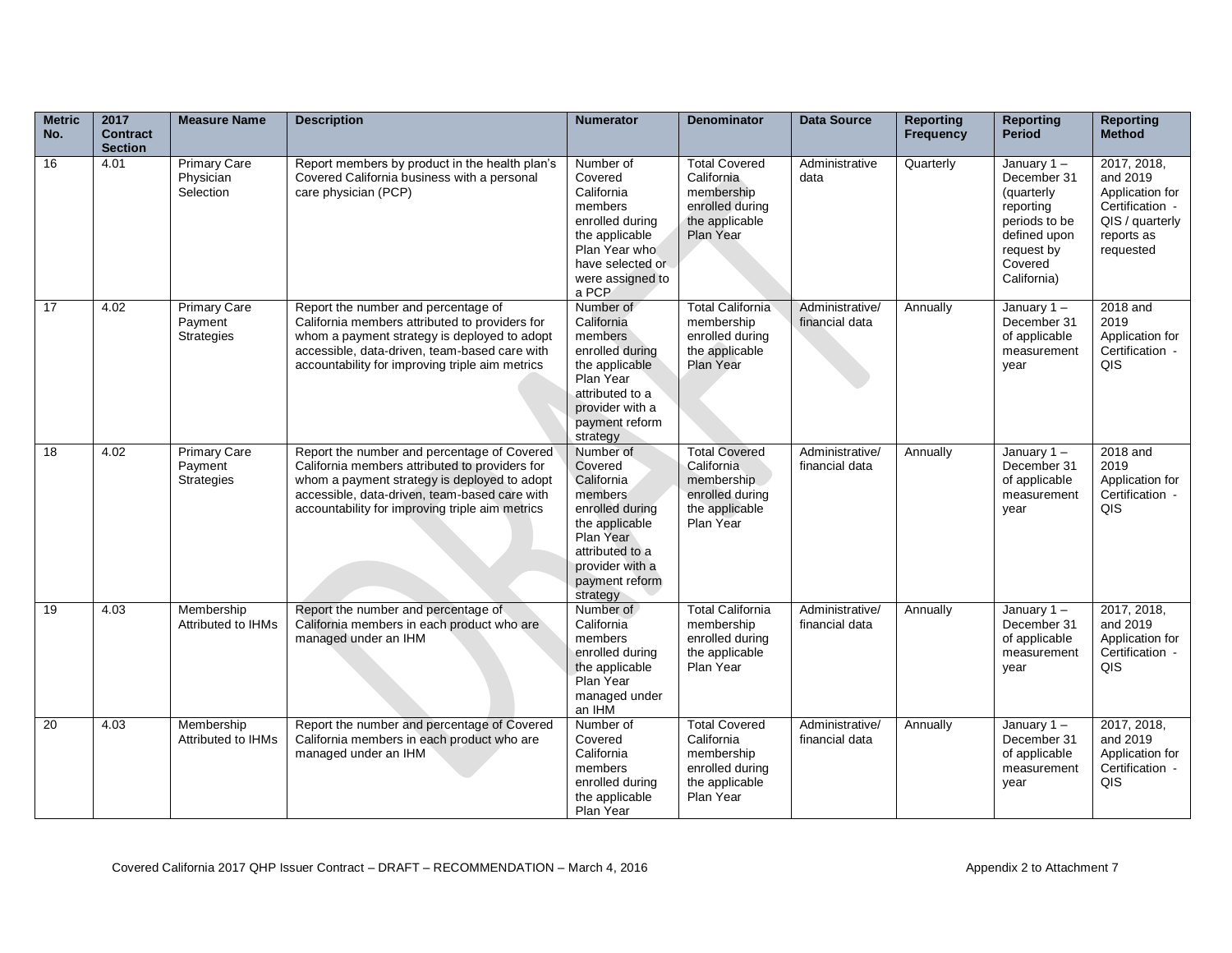| Metric No. | 2017 Contract Section | Measure Name | Description | Numerator | Denominator | Data Source | Reporting Frequency | Reporting Period | Reporting Method |
|---|---|---|---|---|---|---|---|---|---|
| 16 | 4.01 | Primary Care Physician Selection | Report members by product in the health plan's Covered California business with a personal care physician (PCP) | Number of Covered California members enrolled during the applicable Plan Year who have selected or were assigned to a PCP | Total Covered California membership enrolled during the applicable Plan Year | Administrative data | Quarterly | January 1 – December 31 (quarterly reporting periods to be defined upon request by Covered California) | 2017, 2018, and 2019 Application for Certification - QIS / quarterly reports as requested |
| 17 | 4.02 | Primary Care Payment Strategies | Report the number and percentage of California members attributed to providers for whom a payment strategy is deployed to adopt accessible, data-driven, team-based care with accountability for improving triple aim metrics | Number of California members enrolled during the applicable Plan Year attributed to a provider with a payment reform strategy | Total California membership enrolled during the applicable Plan Year | Administrative/ financial data | Annually | January 1 – December 31 of applicable measurement year | 2018 and 2019 Application for Certification - QIS |
| 18 | 4.02 | Primary Care Payment Strategies | Report the number and percentage of Covered California members attributed to providers for whom a payment strategy is deployed to adopt accessible, data-driven, team-based care with accountability for improving triple aim metrics | Number of Covered California members enrolled during the applicable Plan Year attributed to a provider with a payment reform strategy | Total Covered California membership enrolled during the applicable Plan Year | Administrative/ financial data | Annually | January 1 – December 31 of applicable measurement year | 2018 and 2019 Application for Certification - QIS |
| 19 | 4.03 | Membership Attributed to IHMs | Report the number and percentage of California members in each product who are managed under an IHM | Number of California members enrolled during the applicable Plan Year managed under an IHM | Total California membership enrolled during the applicable Plan Year | Administrative/ financial data | Annually | January 1 – December 31 of applicable measurement year | 2017, 2018, and 2019 Application for Certification - QIS |
| 20 | 4.03 | Membership Attributed to IHMs | Report the number and percentage of Covered California members in each product who are managed under an IHM | Number of Covered California members enrolled during the applicable Plan Year | Total Covered California membership enrolled during the applicable Plan Year | Administrative/ financial data | Annually | January 1 – December 31 of applicable measurement year | 2017, 2018, and 2019 Application for Certification - QIS |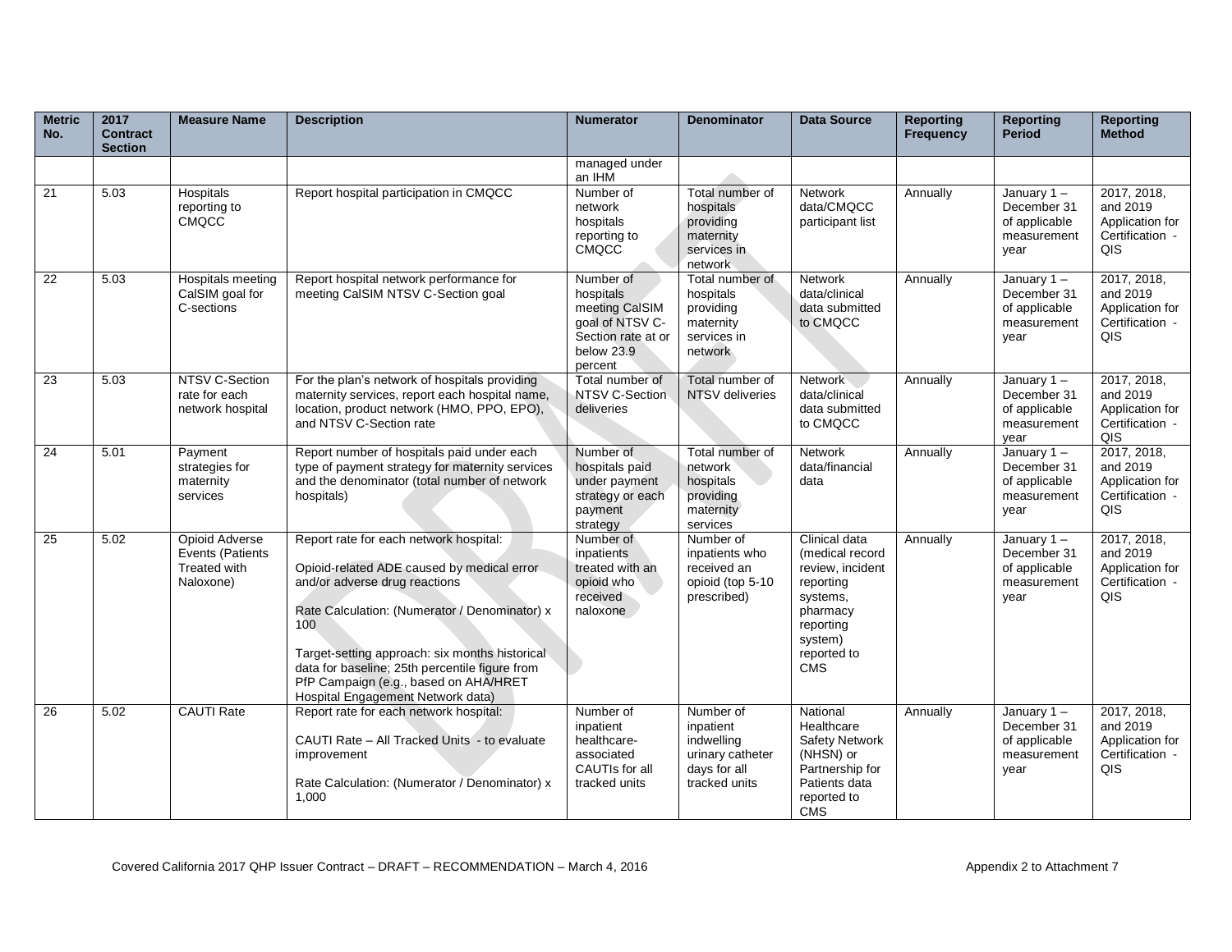| Metric No. | 2017 Contract Section | Measure Name | Description | Numerator | Denominator | Data Source | Reporting Frequency | Reporting Period | Reporting Method |
|---|---|---|---|---|---|---|---|---|---|
| | | | | managed under an IHM | | | | | |
| 21 | 5.03 | Hospitals reporting to CMQCC | Report hospital participation in CMQCC | Number of network hospitals reporting to CMQCC | Total number of hospitals providing maternity services in network | Network data/CMQCC participant list | Annually | January 1 – December 31 of applicable measurement year | 2017, 2018, and 2019 Application for Certification - QIS |
| 22 | 5.03 | Hospitals meeting CalSIM goal for C-sections | Report hospital network performance for meeting CalSIM NTSV C-Section goal | Number of hospitals meeting CalSIM goal of NTSV C-Section rate at or below 23.9 percent | Total number of hospitals providing maternity services in network | Network data/clinical data submitted to CMQCC | Annually | January 1 – December 31 of applicable measurement year | 2017, 2018, and 2019 Application for Certification - QIS |
| 23 | 5.03 | NTSV C-Section rate for each network hospital | For the plan's network of hospitals providing maternity services, report each hospital name, location, product network (HMO, PPO, EPO), and NTSV C-Section rate | Total number of NTSV C-Section deliveries | Total number of NTSV deliveries | Network data/clinical data submitted to CMQCC | Annually | January 1 – December 31 of applicable measurement year | 2017, 2018, and 2019 Application for Certification - QIS |
| 24 | 5.01 | Payment strategies for maternity services | Report number of hospitals paid under each type of payment strategy for maternity services and the denominator (total number of network hospitals) | Number of hospitals paid under payment strategy or each payment strategy | Total number of network hospitals providing maternity services | Network data/financial data | Annually | January 1 – December 31 of applicable measurement year | 2017, 2018, and 2019 Application for Certification - QIS |
| 25 | 5.02 | Opioid Adverse Events (Patients Treated with Naloxone) | Report rate for each network hospital:<br><br>Opioid-related ADE caused by medical error and/or adverse drug reactions<br><br>Rate Calculation: (Numerator / Denominator) x 100<br><br>Target-setting approach: six months historical data for baseline; 25th percentile figure from PfP Campaign (e.g., based on AHA/HRET Hospital Engagement Network data) | Number of inpatients treated with an opioid who received naloxone | Number of inpatients who received an opioid (top 5-10 prescribed) | Clinical data (medical record review, incident reporting systems, pharmacy reporting system) reported to CMS | Annually | January 1 – December 31 of applicable measurement year | 2017, 2018, and 2019 Application for Certification - QIS |
| 26 | 5.02 | CAUTI Rate | Report rate for each network hospital:<br><br>CAUTI Rate – All Tracked Units - to evaluate improvement<br><br>Rate Calculation: (Numerator / Denominator) x 1,000 | Number of inpatient healthcare-associated CAUTIs for all tracked units | Number of inpatient indwelling urinary catheter days for all tracked units | National Healthcare Safety Network (NHSN) or Partnership for Patients data reported to CMS | Annually | January 1 – December 31 of applicable measurement year | 2017, 2018, and 2019 Application for Certification - QIS |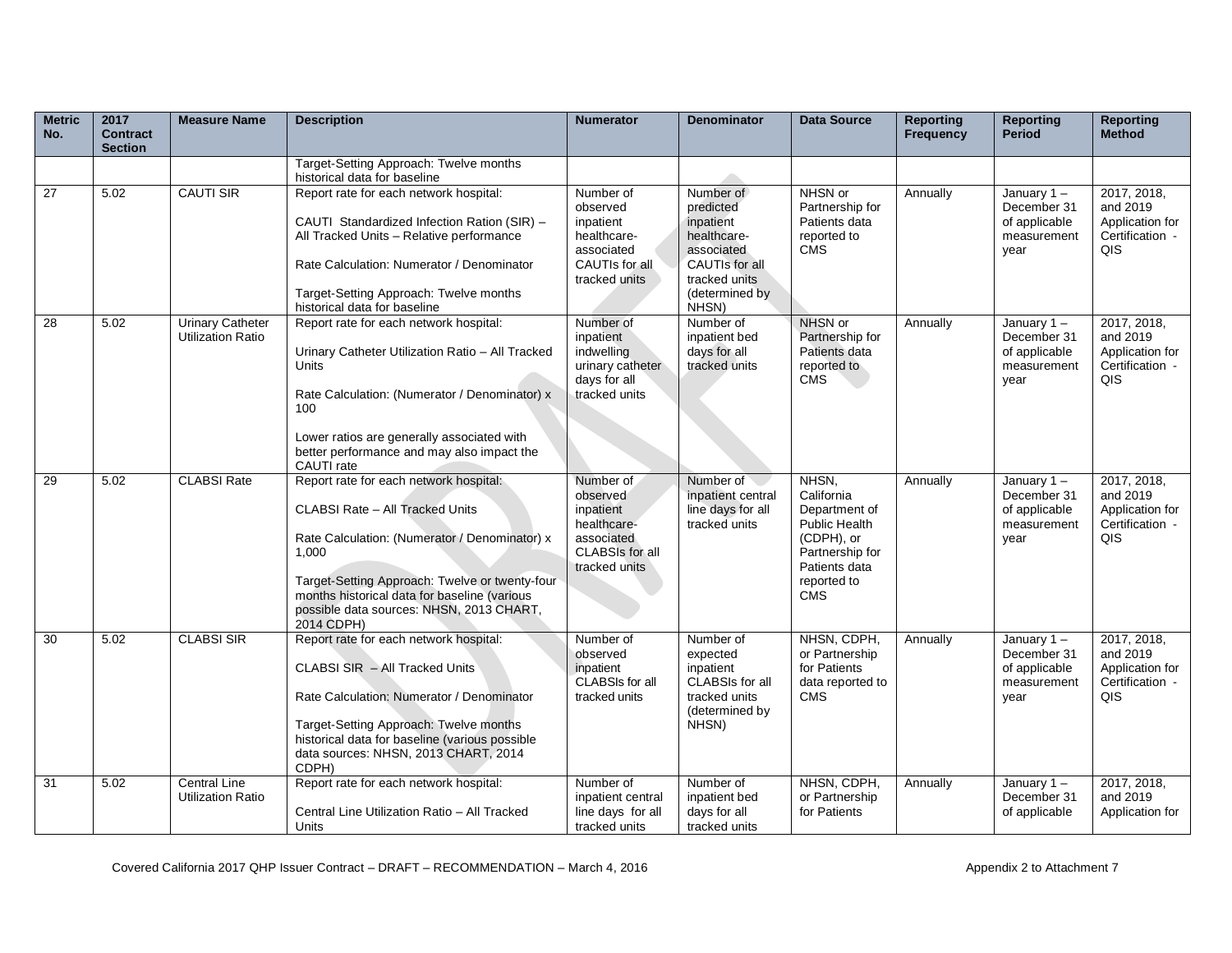| Metric No. | 2017 Contract Section | Measure Name | Description | Numerator | Denominator | Data Source | Reporting Frequency | Reporting Period | Reporting Method |
|---|---|---|---|---|---|---|---|---|---|
| | | | Target-Setting Approach: Twelve months historical data for baseline | | | | | | |
| 27 | 5.02 | CAUTI SIR | Report rate for each network hospital:<br><br>CAUTI Standardized Infection Ration (SIR) – All Tracked Units – Relative performance<br><br>Rate Calculation: Numerator / Denominator<br><br>Target-Setting Approach: Twelve months historical data for baseline | Number of observed inpatient healthcare-associated CAUTIs for all tracked units | Number of predicted inpatient healthcare-associated CAUTIs for all tracked units (determined by NHSN) | NHSN or Partnership for Patients data reported to CMS | Annually | January 1 – December 31 of applicable measurement year | 2017, 2018, and 2019 Application for Certification - QIS |
| 28 | 5.02 | Urinary Catheter Utilization Ratio | Report rate for each network hospital:<br><br>Urinary Catheter Utilization Ratio – All Tracked Units<br><br>Rate Calculation: (Numerator / Denominator) x 100<br><br>Lower ratios are generally associated with better performance and may also impact the CAUTI rate | Number of inpatient indwelling urinary catheter days for all tracked units | Number of inpatient bed days for all tracked units | NHSN or Partnership for Patients data reported to CMS | Annually | January 1 – December 31 of applicable measurement year | 2017, 2018, and 2019 Application for Certification - QIS |
| 29 | 5.02 | CLABSI Rate | Report rate for each network hospital:<br><br>CLABSI Rate – All Tracked Units<br><br>Rate Calculation: (Numerator / Denominator) x 1,000<br><br>Target-Setting Approach: Twelve or twenty-four months historical data for baseline (various possible data sources: NHSN, 2013 CHART, 2014 CDPH) | Number of observed inpatient healthcare-associated CLABSIs for all tracked units | Number of inpatient central line days for all tracked units | NHSN, California Department of Public Health (CDPH), or Partnership for Patients data reported to CMS | Annually | January 1 – December 31 of applicable measurement year | 2017, 2018, and 2019 Application for Certification - QIS |
| 30 | 5.02 | CLABSI SIR | Report rate for each network hospital:<br><br>CLABSI SIR – All Tracked Units<br><br>Rate Calculation: Numerator / Denominator<br><br>Target-Setting Approach: Twelve months historical data for baseline (various possible data sources: NHSN, 2013 CHART, 2014 CDPH) | Number of observed inpatient CLABSIs for all tracked units | Number of expected inpatient CLABSIs for all tracked units (determined by NHSN) | NHSN, CDPH, or Partnership for Patients data reported to CMS | Annually | January 1 – December 31 of applicable measurement year | 2017, 2018, and 2019 Application for Certification - QIS |
| 31 | 5.02 | Central Line Utilization Ratio | Report rate for each network hospital:<br><br>Central Line Utilization Ratio – All Tracked Units | Number of inpatient central line days for all tracked units | Number of inpatient bed days for all tracked units | NHSN, CDPH, or Partnership for Patients | Annually | January 1 – December 31 of applicable | 2017, 2018, and 2019 Application for |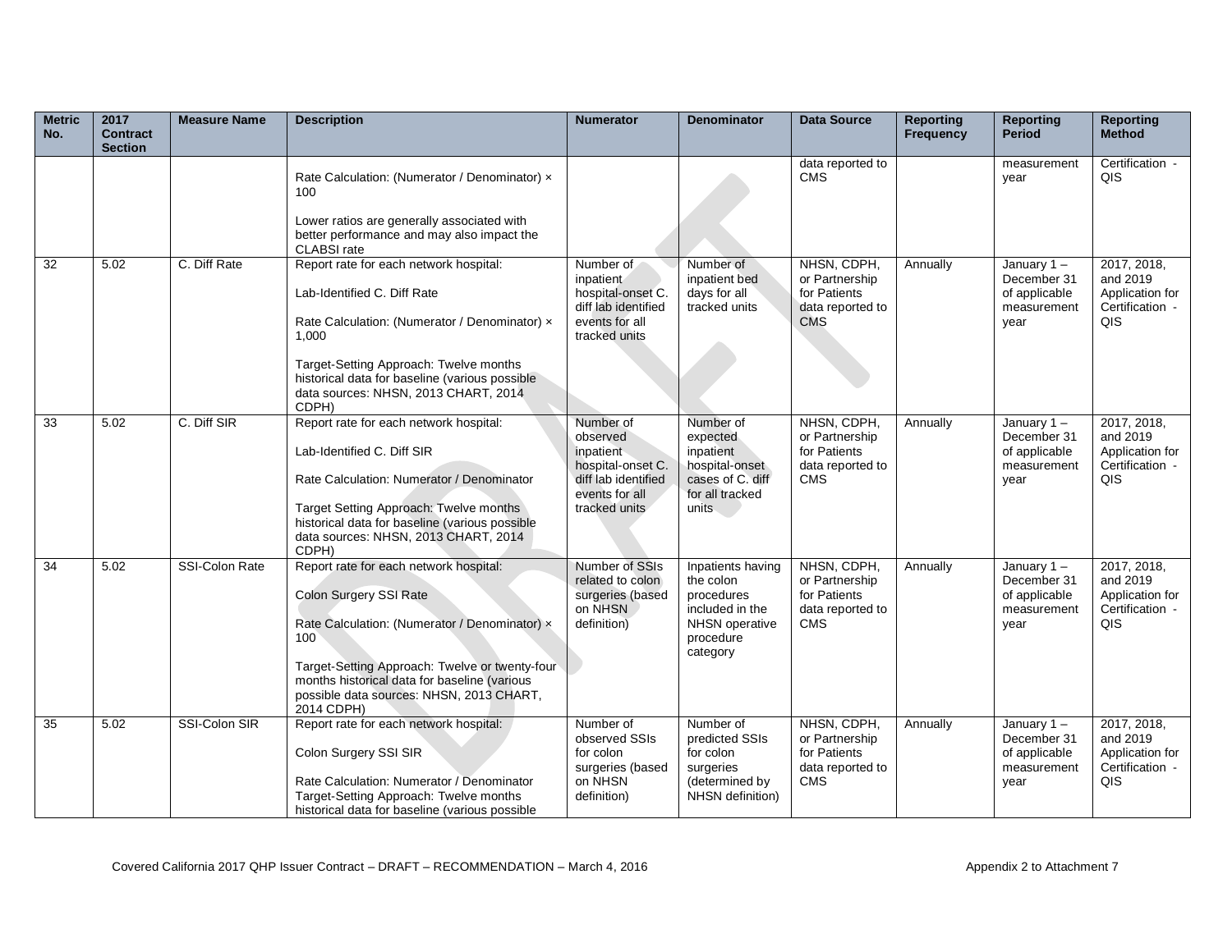| Metric No. | 2017 Contract Section | Measure Name | Description | Numerator | Denominator | Data Source | Reporting Frequency | Reporting Period | Reporting Method |
|---|---|---|---|---|---|---|---|---|---|
| | | | Rate Calculation: (Numerator / Denominator) × 100<br><br>Lower ratios are generally associated with better performance and may also impact the CLABSI rate | | | data reported to CMS | | measurement year | Certification - QIS |
| 32 | 5.02 | C. Diff Rate | Report rate for each network hospital:<br><br>Lab-Identified C. Diff Rate<br><br>Rate Calculation: (Numerator / Denominator) × 1,000<br><br>Target-Setting Approach: Twelve months historical data for baseline (various possible data sources: NHSN, 2013 CHART, 2014 CDPH) | Number of inpatient hospital-onset C. diff lab identified events for all tracked units | Number of inpatient bed days for all tracked units | NHSN, CDPH, or Partnership for Patients data reported to CMS | Annually | January 1 – December 31 of applicable measurement year | 2017, 2018, and 2019 Application for Certification - QIS |
| 33 | 5.02 | C. Diff SIR | Report rate for each network hospital:<br><br>Lab-Identified C. Diff SIR<br><br>Rate Calculation: Numerator / Denominator<br><br>Target Setting Approach: Twelve months historical data for baseline (various possible data sources: NHSN, 2013 CHART, 2014 CDPH) | Number of observed inpatient hospital-onset C. diff lab identified events for all tracked units | Number of expected inpatient hospital-onset cases of C. diff for all tracked units | NHSN, CDPH, or Partnership for Patients data reported to CMS | Annually | January 1 – December 31 of applicable measurement year | 2017, 2018, and 2019 Application for Certification - QIS |
| 34 | 5.02 | SSI-Colon Rate | Report rate for each network hospital:<br><br>Colon Surgery SSI Rate<br><br>Rate Calculation: (Numerator / Denominator) × 100<br><br>Target-Setting Approach: Twelve or twenty-four months historical data for baseline (various possible data sources: NHSN, 2013 CHART, 2014 CDPH) | Number of SSIs related to colon surgeries (based on NHSN definition) | Inpatients having the colon procedures included in the NHSN operative procedure category | NHSN, CDPH, or Partnership for Patients data reported to CMS | Annually | January 1 – December 31 of applicable measurement year | 2017, 2018, and 2019 Application for Certification - QIS |
| 35 | 5.02 | SSI-Colon SIR | Report rate for each network hospital:<br><br>Colon Surgery SSI SIR<br><br>Rate Calculation: Numerator / Denominator<br>Target-Setting Approach: Twelve months historical data for baseline (various possible | Number of observed SSIs for colon surgeries (based on NHSN definition) | Number of predicted SSIs for colon surgeries (determined by NHSN definition) | NHSN, CDPH, or Partnership for Patients data reported to CMS | Annually | January 1 – December 31 of applicable measurement year | 2017, 2018, and 2019 Application for Certification - QIS |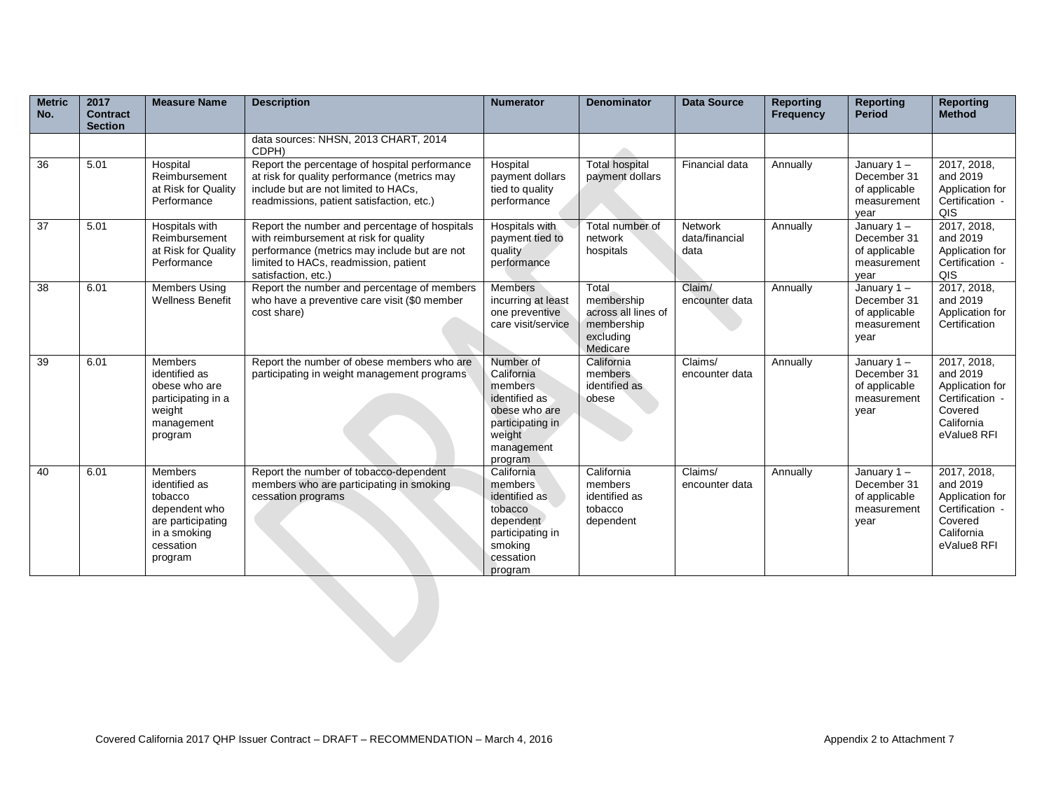| Metric No. | 2017 Contract Section | Measure Name | Description | Numerator | Denominator | Data Source | Reporting Frequency | Reporting Period | Reporting Method |
|---|---|---|---|---|---|---|---|---|---|
| | | | data sources: NHSN, 2013 CHART, 2014 CDPH) | | | | | | |
| 36 | 5.01 | Hospital Reimbursement at Risk for Quality Performance | Report the percentage of hospital performance at risk for quality performance (metrics may include but are not limited to HACs, readmissions, patient satisfaction, etc.) | Hospital payment dollars tied to quality performance | Total hospital payment dollars | Financial data | Annually | January 1 – December 31 of applicable measurement year | 2017, 2018, and 2019 Application for Certification - QIS |
| 37 | 5.01 | Hospitals with Reimbursement at Risk for Quality Performance | Report the number and percentage of hospitals with reimbursement at risk for quality performance (metrics may include but are not limited to HACs, readmission, patient satisfaction, etc.) | Hospitals with payment tied to quality performance | Total number of network hospitals | Network data/financial data | Annually | January 1 – December 31 of applicable measurement year | 2017, 2018, and 2019 Application for Certification - QIS |
| 38 | 6.01 | Members Using Wellness Benefit | Report the number and percentage of members who have a preventive care visit ($0 member cost share) | Members incurring at least one preventive care visit/service | Total membership across all lines of membership excluding Medicare | Claim/ encounter data | Annually | January 1 – December 31 of applicable measurement year | 2017, 2018, and 2019 Application for Certification |
| 39 | 6.01 | Members identified as obese who are participating in a weight management program | Report the number of obese members who are participating in weight management programs | Number of California members identified as obese who are participating in weight management program | California members identified as obese | Claims/ encounter data | Annually | January 1 – December 31 of applicable measurement year | 2017, 2018, and 2019 Application for Certification - Covered California eValue8 RFI |
| 40 | 6.01 | Members identified as tobacco dependent who are participating in a smoking cessation program | Report the number of tobacco-dependent members who are participating in smoking cessation programs | California members identified as tobacco dependent participating in smoking cessation program | California members identified as tobacco dependent | Claims/ encounter data | Annually | January 1 – December 31 of applicable measurement year | 2017, 2018, and 2019 Application for Certification - Covered California eValue8 RFI |